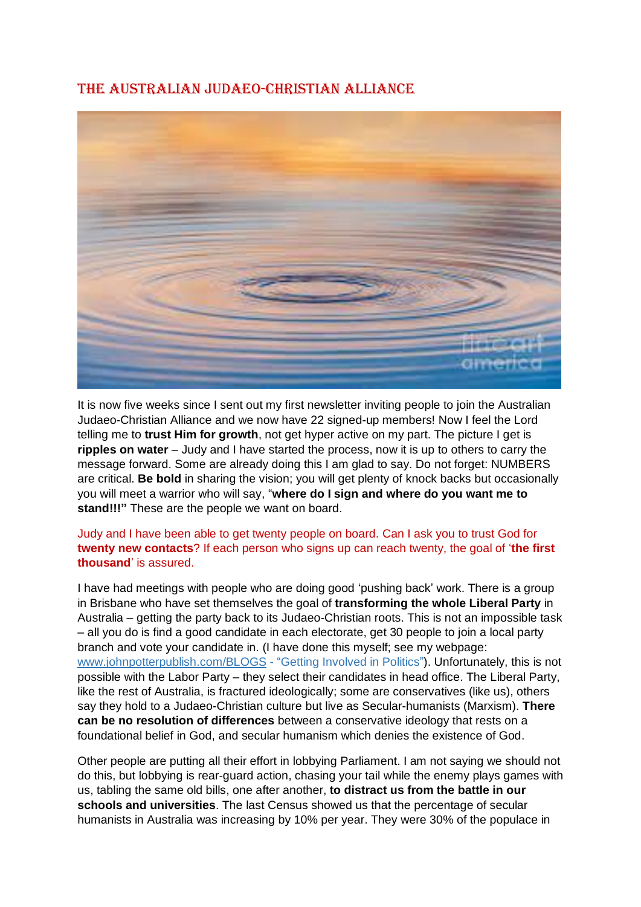# THE AUSTRALIAN JUDAEO-CHRISTIAN ALLIANCE

It is now five weeks since I sent out my first newsletter inviting people to join the Australian Judaeo-Christian Alliance and we now have 22 signed-up members! Now I feel the Lord telling me to **trust Him for growth**, not get hyper active on my part. The picture I get is **ripples on water** – Judy and I have started the process, now it is up to others to carry the message forward. Some are already doing this I am glad to say. Do not forget: NUMBERS are critical. **Be bold** in sharing the vision; you will get plenty of knock backs but occasionally you will meet a warrior who will say, "**where do I sign and where do you want me to stand!!!"** These are the people we want on board.

Judy and I have been able to get twenty people on board. Can I ask you to trust God for **twenty new contacts**? If each person who signs up can reach twenty, the goal of '**the first thousand**' is assured.

I have had meetings with people who are doing good 'pushing back' work. There is a group in Brisbane who have set themselves the goal of **transforming the whole Liberal Party** in Australia – getting the party back to its Judaeo-Christian roots. This is not an impossible task – all you do is find a good candidate in each electorate, get 30 people to join a local party branch and vote your candidate in. (I have done this myself; see my webpage: [www.johnpotterpublish.com/BLOGS - "Getting Involved in Politics"](www.johnpotterpublish.com/BLOGS)). Unfortunately, this is not possible with the Labor Party – they select their candidates in head office. The Liberal Party, like the rest of Australia, is fractured ideologically; some are conservatives (like us), others say they hold to a Judaeo-Christian culture but live as Secular-humanists (Marxism). **There can be no resolution of differences** between a conservative ideology that rests on a foundational belief in God, and secular humanism which denies the existence of God.

Other people are putting all their effort in lobbying Parliament. I am not saying we should not do this, but lobbying is rear-guard action, chasing your tail while the enemy plays games with us, tabling the same old bills, one after another, **to distract us from the battle in our schools and universities**. The last Census showed us that the percentage of secular humanists in Australia was increasing by 10% per year. They were 30% of the populace in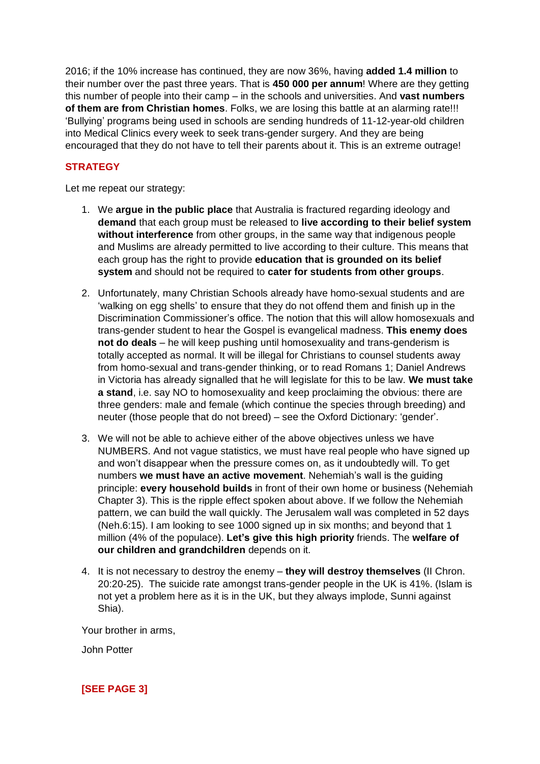2016; if the 10% increase has continued, they are now 36%, having **added 1.4 million** to their number over the past three years. That is **450 000 per annum**! Where are they getting this number of people into their camp – in the schools and universities. And **vast numbers of them are from Christian homes**. Folks, we are losing this battle at an alarming rate!!! 'Bullying' programs being used in schools are sending hundreds of 11-12-year-old children into Medical Clinics every week to seek trans-gender surgery. And they are being encouraged that they do not have to tell their parents about it. This is an extreme outrage!

## STRATEGY

Let me repeat our strategy:

1. We **argue in the public place** that Australia is fractured regarding ideology and **demand** that each group must be released to **live according to their belief system without interference** from other groups, in the same way that indigenous people and Muslims are already permitted to live according to their culture. This means that each group has the right to provide **education that is grounded on its belief system** and should not be required to **cater for students from other groups**.

2. Unfortunately, many Christian Schools already have homo-sexual students and are 'walking on egg shells' to ensure that they do not offend them and finish up in the Discrimination Commissioner's office. The notion that this will allow homosexuals and trans-gender student to hear the Gospel is evangelical madness. **This enemy does not do deals** – he will keep pushing until homosexuality and trans-genderism is totally accepted as normal. It will be illegal for Christians to counsel students away from homo-sexual and trans-gender thinking, or to read Romans 1; Daniel Andrews in Victoria has already signalled that he will legislate for this to be law. **We must take a stand**, i.e. say NO to homosexuality and keep proclaiming the obvious: there are three genders: male and female (which continue the species through breeding) and neuter (those people that do not breed) – see the Oxford Dictionary: 'gender'.

3. We will not be able to achieve either of the above objectives unless we have NUMBERS. And not vague statistics, we must have real people who have signed up and won't disappear when the pressure comes on, as it undoubtedly will. To get numbers **we must have an active movement**. Nehemiah's wall is the guiding principle: **every household builds** in front of their own home or business (Nehemiah Chapter 3). This is the ripple effect spoken about above. If we follow the Nehemiah pattern, we can build the wall quickly. The Jerusalem wall was completed in 52 days (Neh.6:15). I am looking to see 1000 signed up in six months; and beyond that 1 million (4% of the populace). **Let's give this high priority** friends. The **welfare of our children and grandchildren** depends on it.

4. It is not necessary to destroy the enemy – **they will destroy themselves** (II Chron. 20:20-25). The suicide rate amongst trans-gender people in the UK is 41%. (Islam is not yet a problem here as it is in the UK, but they always implode, Sunni against Shia).

Your brother in arms,

John Potter

**[SEE PAGE 3]**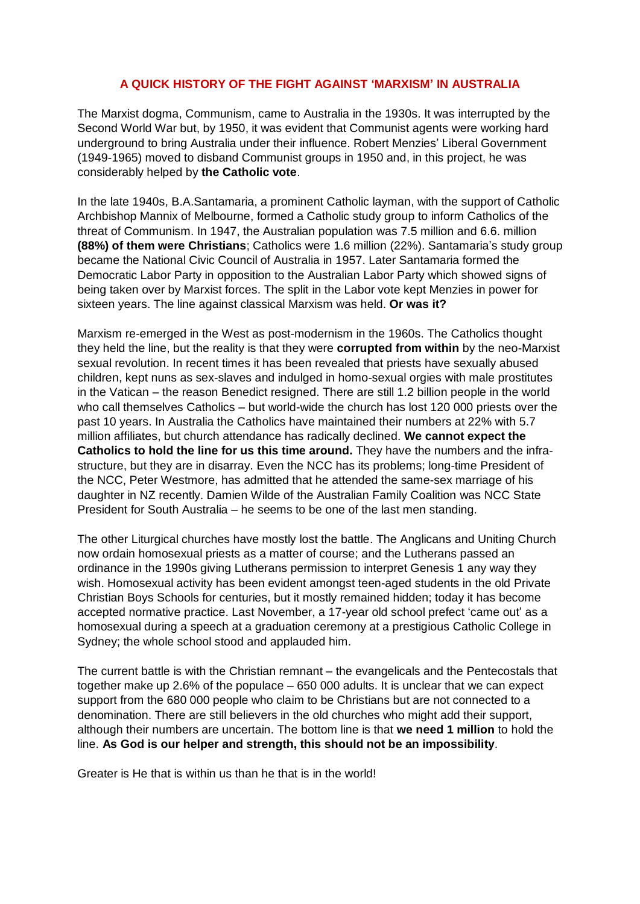## A QUICK HISTORY OF THE FIGHT AGAINST 'MARXISM' IN AUSTRALIA

The Marxist dogma, Communism, came to Australia in the 1930s. It was interrupted by the Second World War but, by 1950, it was evident that Communist agents were working hard underground to bring Australia under their influence. Robert Menzies' Liberal Government (1949-1965) moved to disband Communist groups in 1950 and, in this project, he was considerably helped by **the Catholic vote**.

In the late 1940s, B.A.Santamaria, a prominent Catholic layman, with the support of Catholic Archbishop Mannix of Melbourne, formed a Catholic study group to inform Catholics of the threat of Communism. In 1947, the Australian population was 7.5 million and 6.6. million **(88%) of them were Christians**; Catholics were 1.6 million (22%). Santamaria's study group became the National Civic Council of Australia in 1957. Later Santamaria formed the Democratic Labor Party in opposition to the Australian Labor Party which showed signs of being taken over by Marxist forces. The split in the Labor vote kept Menzies in power for sixteen years. The line against classical Marxism was held. **Or was it?**

Marxism re-emerged in the West as post-modernism in the 1960s. The Catholics thought they held the line, but the reality is that they were **corrupted from within** by the neo-Marxist sexual revolution. In recent times it has been revealed that priests have sexually abused children, kept nuns as sex-slaves and indulged in homo-sexual orgies with male prostitutes in the Vatican – the reason Benedict resigned. There are still 1.2 billion people in the world who call themselves Catholics – but world-wide the church has lost 120 000 priests over the past 10 years. In Australia the Catholics have maintained their numbers at 22% with 5.7 million affiliates, but church attendance has radically declined. **We cannot expect the Catholics to hold the line for us this time around.** They have the numbers and the infra-structure, but they are in disarray. Even the NCC has its problems; long-time President of the NCC, Peter Westmore, has admitted that he attended the same-sex marriage of his daughter in NZ recently. Damien Wilde of the Australian Family Coalition was NCC State President for South Australia – he seems to be one of the last men standing.

The other Liturgical churches have mostly lost the battle. The Anglicans and Uniting Church now ordain homosexual priests as a matter of course; and the Lutherans passed an ordinance in the 1990s giving Lutherans permission to interpret Genesis 1 any way they wish. Homosexual activity has been evident amongst teen-aged students in the old Private Christian Boys Schools for centuries, but it mostly remained hidden; today it has become accepted normative practice. Last November, a 17-year old school prefect 'came out' as a homosexual during a speech at a graduation ceremony at a prestigious Catholic College in Sydney; the whole school stood and applauded him.

The current battle is with the Christian remnant – the evangelicals and the Pentecostals that together make up 2.6% of the populace – 650 000 adults. It is unclear that we can expect support from the 680 000 people who claim to be Christians but are not connected to a denomination. There are still believers in the old churches who might add their support, although their numbers are uncertain. The bottom line is that **we need 1 million** to hold the line. **As God is our helper and strength, this should not be an impossibility**.

Greater is He that is within us than he that is in the world!